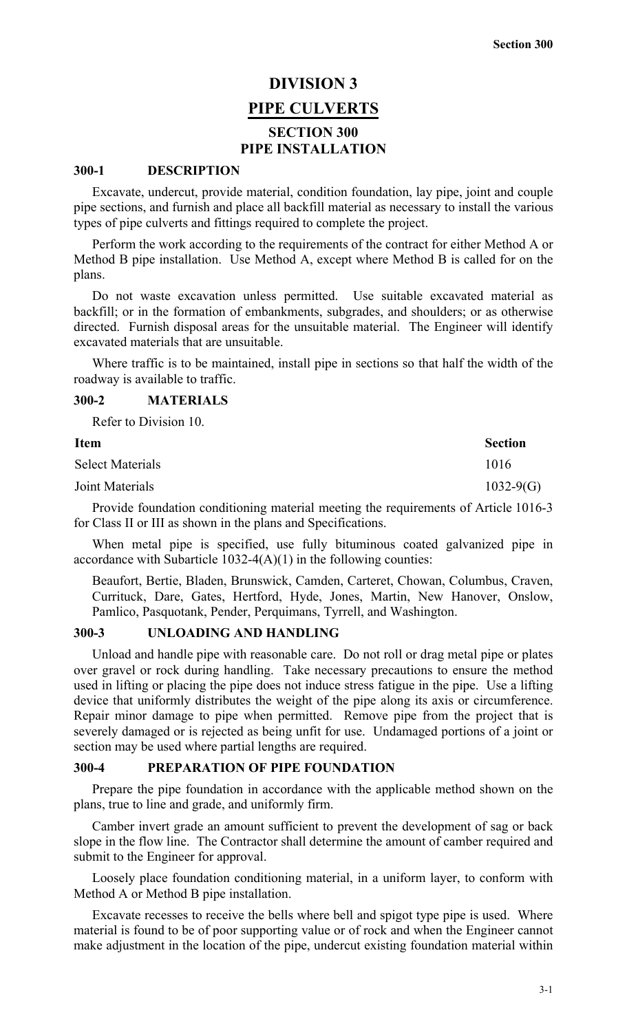# DIVISION 3

# PIPE CULVERTS

## SECTION 300
## PIPE INSTALLATION

### 300-1 DESCRIPTION

Excavate, undercut, provide material, condition foundation, lay pipe, joint and couple pipe sections, and furnish and place all backfill material as necessary to install the various types of pipe culverts and fittings required to complete the project.

Perform the work according to the requirements of the contract for either Method A or Method B pipe installation. Use Method A, except where Method B is called for on the plans.

Do not waste excavation unless permitted. Use suitable excavated material as backfill; or in the formation of embankments, subgrades, and shoulders; or as otherwise directed. Furnish disposal areas for the unsuitable material. The Engineer will identify excavated materials that are unsuitable.

Where traffic is to be maintained, install pipe in sections so that half the width of the roadway is available to traffic.

### 300-2 MATERIALS

Refer to Division 10.

| Item | Section |
|---|---|
| Select Materials | 1016 |
| Joint Materials | 1032-9(G) |

Provide foundation conditioning material meeting the requirements of Article 1016-3 for Class II or III as shown in the plans and Specifications.

When metal pipe is specified, use fully bituminous coated galvanized pipe in accordance with Subarticle 1032-4(A)(1) in the following counties:

Beaufort, Bertie, Bladen, Brunswick, Camden, Carteret, Chowan, Columbus, Craven, Currituck, Dare, Gates, Hertford, Hyde, Jones, Martin, New Hanover, Onslow, Pamlico, Pasquotank, Pender, Perquimans, Tyrrell, and Washington.

### 300-3 UNLOADING AND HANDLING

Unload and handle pipe with reasonable care. Do not roll or drag metal pipe or plates over gravel or rock during handling. Take necessary precautions to ensure the method used in lifting or placing the pipe does not induce stress fatigue in the pipe. Use a lifting device that uniformly distributes the weight of the pipe along its axis or circumference. Repair minor damage to pipe when permitted. Remove pipe from the project that is severely damaged or is rejected as being unfit for use. Undamaged portions of a joint or section may be used where partial lengths are required.

### 300-4 PREPARATION OF PIPE FOUNDATION

Prepare the pipe foundation in accordance with the applicable method shown on the plans, true to line and grade, and uniformly firm.

Camber invert grade an amount sufficient to prevent the development of sag or back slope in the flow line. The Contractor shall determine the amount of camber required and submit to the Engineer for approval.

Loosely place foundation conditioning material, in a uniform layer, to conform with Method A or Method B pipe installation.

Excavate recesses to receive the bells where bell and spigot type pipe is used. Where material is found to be of poor supporting value or of rock and when the Engineer cannot make adjustment in the location of the pipe, undercut existing foundation material within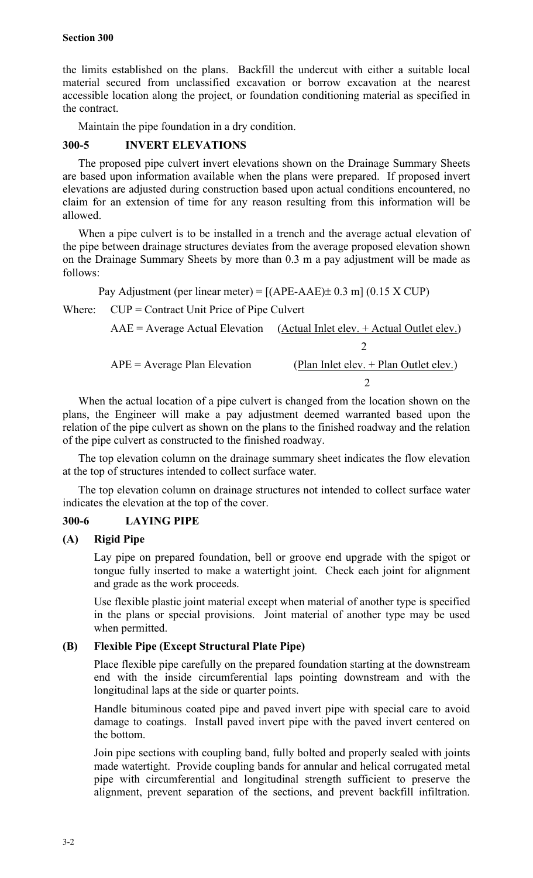the limits established on the plans. Backfill the undercut with either a suitable local material secured from unclassified excavation or borrow excavation at the nearest accessible location along the project, or foundation conditioning material as specified in the contract.

Maintain the pipe foundation in a dry condition.

## 300-5 INVERT ELEVATIONS

The proposed pipe culvert invert elevations shown on the Drainage Summary Sheets are based upon information available when the plans were prepared. If proposed invert elevations are adjusted during construction based upon actual conditions encountered, no claim for an extension of time for any reason resulting from this information will be allowed.

When a pipe culvert is to be installed in a trench and the average actual elevation of the pipe between drainage structures deviates from the average proposed elevation shown on the Drainage Summary Sheets by more than 0.3 m a pay adjustment will be made as follows:

$$\text{Pay Adjustment (per linear meter)} = [(\text{APE}-\text{AAE}) \pm 0.3\text{ m}]\ (0.15 \times \text{CUP})$$

Where: CUP = Contract Unit Price of Pipe Culvert

$$\text{AAE} = \text{Average Actual Elevation} \quad \frac{(\text{Actual Inlet elev.} + \text{Actual Outlet elev.})}{2}$$

$$\text{APE} = \text{Average Plan Elevation} \quad \frac{(\text{Plan Inlet elev.} + \text{Plan Outlet elev.})}{2}$$

When the actual location of a pipe culvert is changed from the location shown on the plans, the Engineer will make a pay adjustment deemed warranted based upon the relation of the pipe culvert as shown on the plans to the finished roadway and the relation of the pipe culvert as constructed to the finished roadway.

The top elevation column on the drainage summary sheet indicates the flow elevation at the top of structures intended to collect surface water.

The top elevation column on drainage structures not intended to collect surface water indicates the elevation at the top of the cover.

## 300-6 LAYING PIPE

### (A) Rigid Pipe

Lay pipe on prepared foundation, bell or groove end upgrade with the spigot or tongue fully inserted to make a watertight joint. Check each joint for alignment and grade as the work proceeds.

Use flexible plastic joint material except when material of another type is specified in the plans or special provisions. Joint material of another type may be used when permitted.

### (B) Flexible Pipe (Except Structural Plate Pipe)

Place flexible pipe carefully on the prepared foundation starting at the downstream end with the inside circumferential laps pointing downstream and with the longitudinal laps at the side or quarter points.

Handle bituminous coated pipe and paved invert pipe with special care to avoid damage to coatings. Install paved invert pipe with the paved invert centered on the bottom.

Join pipe sections with coupling band, fully bolted and properly sealed with joints made watertight. Provide coupling bands for annular and helical corrugated metal pipe with circumferential and longitudinal strength sufficient to preserve the alignment, prevent separation of the sections, and prevent backfill infiltration.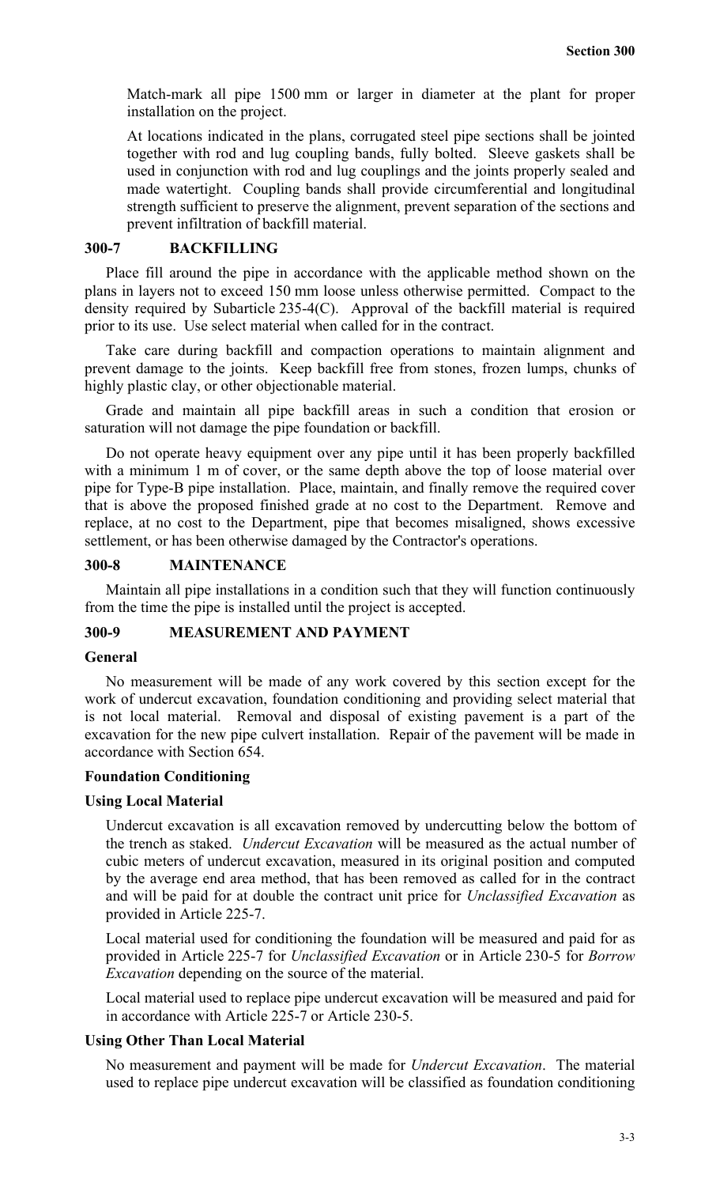Match-mark all pipe 1500 mm or larger in diameter at the plant for proper installation on the project.

At locations indicated in the plans, corrugated steel pipe sections shall be jointed together with rod and lug coupling bands, fully bolted. Sleeve gaskets shall be used in conjunction with rod and lug couplings and the joints properly sealed and made watertight. Coupling bands shall provide circumferential and longitudinal strength sufficient to preserve the alignment, prevent separation of the sections and prevent infiltration of backfill material.

## 300-7 BACKFILLING

Place fill around the pipe in accordance with the applicable method shown on the plans in layers not to exceed 150 mm loose unless otherwise permitted. Compact to the density required by Subarticle 235-4(C). Approval of the backfill material is required prior to its use. Use select material when called for in the contract.

Take care during backfill and compaction operations to maintain alignment and prevent damage to the joints. Keep backfill free from stones, frozen lumps, chunks of highly plastic clay, or other objectionable material.

Grade and maintain all pipe backfill areas in such a condition that erosion or saturation will not damage the pipe foundation or backfill.

Do not operate heavy equipment over any pipe until it has been properly backfilled with a minimum 1 m of cover, or the same depth above the top of loose material over pipe for Type-B pipe installation. Place, maintain, and finally remove the required cover that is above the proposed finished grade at no cost to the Department. Remove and replace, at no cost to the Department, pipe that becomes misaligned, shows excessive settlement, or has been otherwise damaged by the Contractor's operations.

## 300-8 MAINTENANCE

Maintain all pipe installations in a condition such that they will function continuously from the time the pipe is installed until the project is accepted.

## 300-9 MEASUREMENT AND PAYMENT

### General

No measurement will be made of any work covered by this section except for the work of undercut excavation, foundation conditioning and providing select material that is not local material. Removal and disposal of existing pavement is a part of the excavation for the new pipe culvert installation. Repair of the pavement will be made in accordance with Section 654.

### Foundation Conditioning

### Using Local Material

Undercut excavation is all excavation removed by undercutting below the bottom of the trench as staked. *Undercut Excavation* will be measured as the actual number of cubic meters of undercut excavation, measured in its original position and computed by the average end area method, that has been removed as called for in the contract and will be paid for at double the contract unit price for *Unclassified Excavation* as provided in Article 225-7.

Local material used for conditioning the foundation will be measured and paid for as provided in Article 225-7 for *Unclassified Excavation* or in Article 230-5 for *Borrow Excavation* depending on the source of the material.

Local material used to replace pipe undercut excavation will be measured and paid for in accordance with Article 225-7 or Article 230-5.

### Using Other Than Local Material

No measurement and payment will be made for *Undercut Excavation*. The material used to replace pipe undercut excavation will be classified as foundation conditioning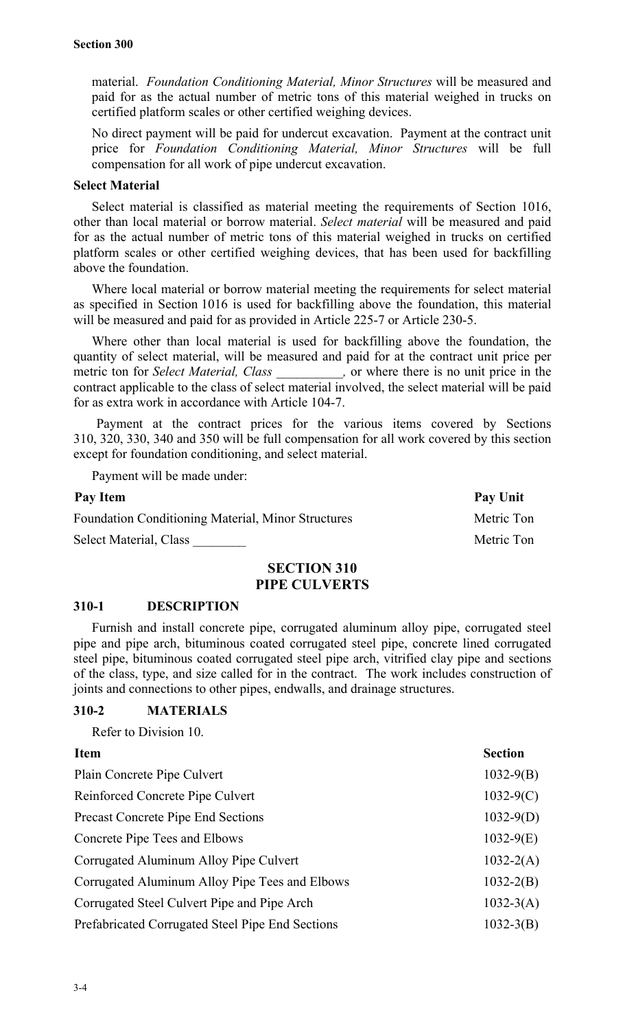material. *Foundation Conditioning Material, Minor Structures* will be measured and paid for as the actual number of metric tons of this material weighed in trucks on certified platform scales or other certified weighing devices.

No direct payment will be paid for undercut excavation. Payment at the contract unit price for *Foundation Conditioning Material, Minor Structures* will be full compensation for all work of pipe undercut excavation.

**Select Material**

Select material is classified as material meeting the requirements of Section 1016, other than local material or borrow material. *Select material* will be measured and paid for as the actual number of metric tons of this material weighed in trucks on certified platform scales or other certified weighing devices, that has been used for backfilling above the foundation.

Where local material or borrow material meeting the requirements for select material as specified in Section 1016 is used for backfilling above the foundation, this material will be measured and paid for as provided in Article 225-7 or Article 230-5.

Where other than local material is used for backfilling above the foundation, the quantity of select material, will be measured and paid for at the contract unit price per metric ton for *Select Material, Class \_\_\_\_\_\_\_\_\_\_,* or where there is no unit price in the contract applicable to the class of select material involved, the select material will be paid for as extra work in accordance with Article 104-7.

Payment at the contract prices for the various items covered by Sections 310, 320, 330, 340 and 350 will be full compensation for all work covered by this section except for foundation conditioning, and select material.

Payment will be made under:

| Pay Item | Pay Unit |
|---|---|
| Foundation Conditioning Material, Minor Structures | Metric Ton |
| Select Material, Class \_\_\_\_\_\_\_\_ | Metric Ton |

## SECTION 310
## PIPE CULVERTS

### 310-1 DESCRIPTION

Furnish and install concrete pipe, corrugated aluminum alloy pipe, corrugated steel pipe and pipe arch, bituminous coated corrugated steel pipe, concrete lined corrugated steel pipe, bituminous coated corrugated steel pipe arch, vitrified clay pipe and sections of the class, type, and size called for in the contract. The work includes construction of joints and connections to other pipes, endwalls, and drainage structures.

### 310-2 MATERIALS

Refer to Division 10.

| Item | Section |
|---|---|
| Plain Concrete Pipe Culvert | 1032-9(B) |
| Reinforced Concrete Pipe Culvert | 1032-9(C) |
| Precast Concrete Pipe End Sections | 1032-9(D) |
| Concrete Pipe Tees and Elbows | 1032-9(E) |
| Corrugated Aluminum Alloy Pipe Culvert | 1032-2(A) |
| Corrugated Aluminum Alloy Pipe Tees and Elbows | 1032-2(B) |
| Corrugated Steel Culvert Pipe and Pipe Arch | 1032-3(A) |
| Prefabricated Corrugated Steel Pipe End Sections | 1032-3(B) |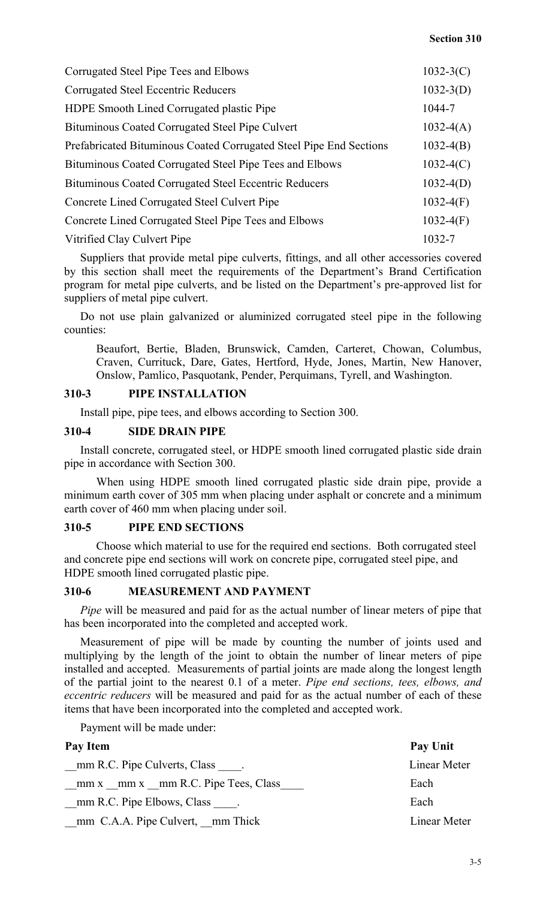| | |
|---|---|
| Corrugated Steel Pipe Tees and Elbows | 1032-3(C) |
| Corrugated Steel Eccentric Reducers | 1032-3(D) |
| HDPE Smooth Lined Corrugated plastic Pipe | 1044-7 |
| Bituminous Coated Corrugated Steel Pipe Culvert | 1032-4(A) |
| Prefabricated Bituminous Coated Corrugated Steel Pipe End Sections | 1032-4(B) |
| Bituminous Coated Corrugated Steel Pipe Tees and Elbows | 1032-4(C) |
| Bituminous Coated Corrugated Steel Eccentric Reducers | 1032-4(D) |
| Concrete Lined Corrugated Steel Culvert Pipe | 1032-4(F) |
| Concrete Lined Corrugated Steel Pipe Tees and Elbows | 1032-4(F) |
| Vitrified Clay Culvert Pipe | 1032-7 |

Suppliers that provide metal pipe culverts, fittings, and all other accessories covered by this section shall meet the requirements of the Department's Brand Certification program for metal pipe culverts, and be listed on the Department's pre-approved list for suppliers of metal pipe culvert.

Do not use plain galvanized or aluminized corrugated steel pipe in the following counties:

Beaufort, Bertie, Bladen, Brunswick, Camden, Carteret, Chowan, Columbus, Craven, Currituck, Dare, Gates, Hertford, Hyde, Jones, Martin, New Hanover, Onslow, Pamlico, Pasquotank, Pender, Perquimans, Tyrell, and Washington.

## 310-3 PIPE INSTALLATION

Install pipe, pipe tees, and elbows according to Section 300.

## 310-4 SIDE DRAIN PIPE

Install concrete, corrugated steel, or HDPE smooth lined corrugated plastic side drain pipe in accordance with Section 300.

When using HDPE smooth lined corrugated plastic side drain pipe, provide a minimum earth cover of 305 mm when placing under asphalt or concrete and a minimum earth cover of 460 mm when placing under soil.

## 310-5 PIPE END SECTIONS

Choose which material to use for the required end sections. Both corrugated steel and concrete pipe end sections will work on concrete pipe, corrugated steel pipe, and HDPE smooth lined corrugated plastic pipe.

## 310-6 MEASUREMENT AND PAYMENT

*Pipe* will be measured and paid for as the actual number of linear meters of pipe that has been incorporated into the completed and accepted work.

Measurement of pipe will be made by counting the number of joints used and multiplying by the length of the joint to obtain the number of linear meters of pipe installed and accepted. Measurements of partial joints are made along the longest length of the partial joint to the nearest 0.1 of a meter. *Pipe end sections, tees, elbows, and eccentric reducers* will be measured and paid for as the actual number of each of these items that have been incorporated into the completed and accepted work.

Payment will be made under:

| Pay Item | Pay Unit |
|---|---|
| __mm R.C. Pipe Culverts, Class ____. | Linear Meter |
| __mm x __mm x __mm R.C. Pipe Tees, Class____ | Each |
| __mm R.C. Pipe Elbows, Class ____. | Each |
| __mm C.A.A. Pipe Culvert, __mm Thick | Linear Meter |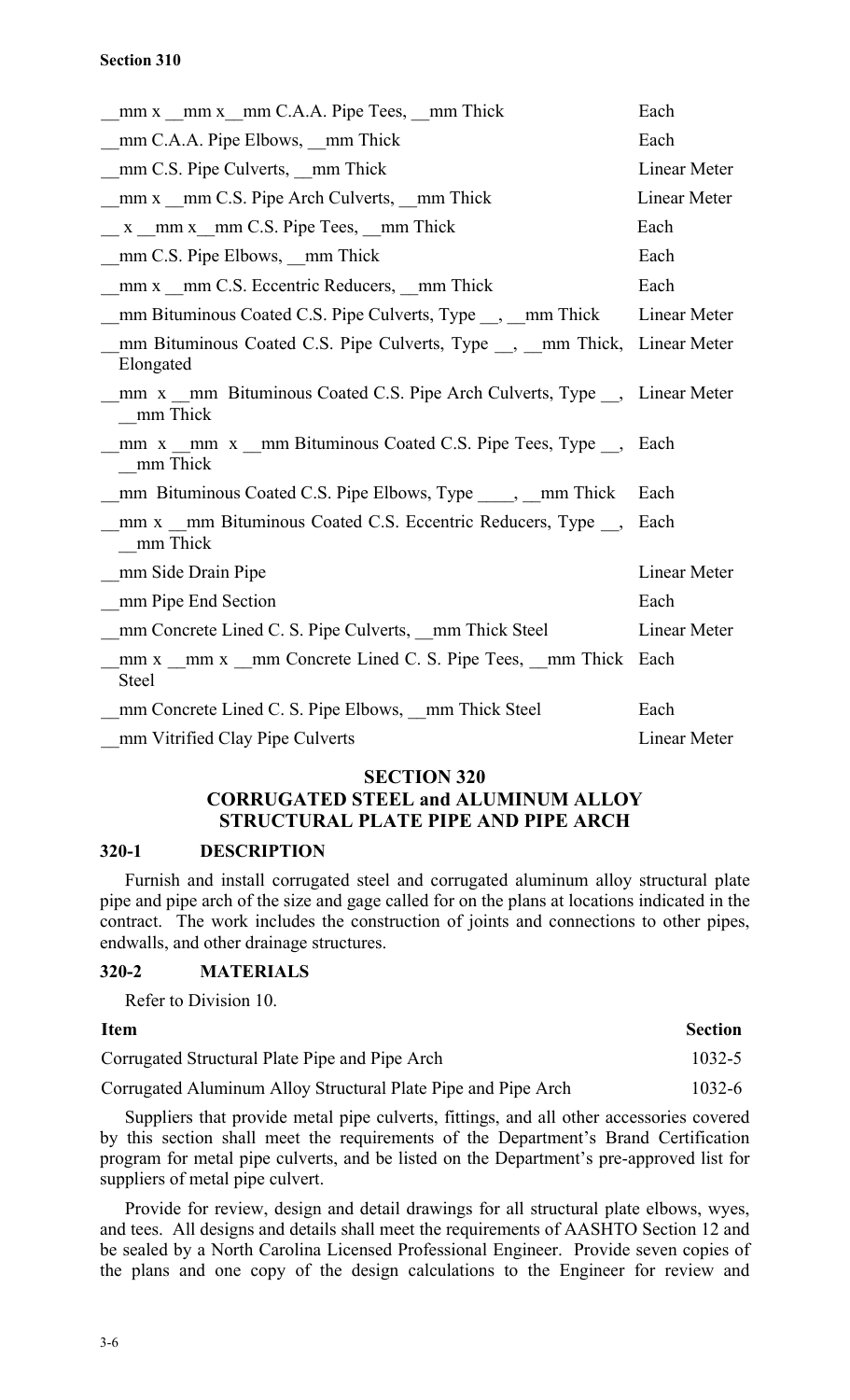| | |
|---|---|
| __mm x __mm x__mm C.A.A. Pipe Tees, __mm Thick | Each |
| __mm C.A.A. Pipe Elbows, __mm Thick | Each |
| __mm C.S. Pipe Culverts, __mm Thick | Linear Meter |
| __mm x __mm C.S. Pipe Arch Culverts, __mm Thick | Linear Meter |
| __ x __mm x__mm C.S. Pipe Tees, __mm Thick | Each |
| __mm C.S. Pipe Elbows, __mm Thick | Each |
| __mm x __mm C.S. Eccentric Reducers, __mm Thick | Each |
| __mm Bituminous Coated C.S. Pipe Culverts, Type __, __mm Thick | Linear Meter |
| __mm Bituminous Coated C.S. Pipe Culverts, Type __, __mm Thick, Elongated | Linear Meter |
| __mm x __mm Bituminous Coated C.S. Pipe Arch Culverts, Type __, __mm Thick | Linear Meter |
| __mm x __mm x __mm Bituminous Coated C.S. Pipe Tees, Type __, __mm Thick | Each |
| __mm Bituminous Coated C.S. Pipe Elbows, Type ____, __mm Thick | Each |
| __mm x __mm Bituminous Coated C.S. Eccentric Reducers, Type __, __mm Thick | Each |
| __mm Side Drain Pipe | Linear Meter |
| __mm Pipe End Section | Each |
| __mm Concrete Lined C. S. Pipe Culverts, __mm Thick Steel | Linear Meter |
| __mm x __mm x __mm Concrete Lined C. S. Pipe Tees, __mm Thick Steel | Each |
| __mm Concrete Lined C. S. Pipe Elbows, __mm Thick Steel | Each |
| __mm Vitrified Clay Pipe Culverts | Linear Meter |

## SECTION 320
## CORRUGATED STEEL and ALUMINUM ALLOY STRUCTURAL PLATE PIPE AND PIPE ARCH

### 320-1 DESCRIPTION

Furnish and install corrugated steel and corrugated aluminum alloy structural plate pipe and pipe arch of the size and gage called for on the plans at locations indicated in the contract. The work includes the construction of joints and connections to other pipes, endwalls, and other drainage structures.

### 320-2 MATERIALS

Refer to Division 10.

| Item | Section |
|---|---|
| Corrugated Structural Plate Pipe and Pipe Arch | 1032-5 |
| Corrugated Aluminum Alloy Structural Plate Pipe and Pipe Arch | 1032-6 |

Suppliers that provide metal pipe culverts, fittings, and all other accessories covered by this section shall meet the requirements of the Department's Brand Certification program for metal pipe culverts, and be listed on the Department's pre-approved list for suppliers of metal pipe culvert.

Provide for review, design and detail drawings for all structural plate elbows, wyes, and tees. All designs and details shall meet the requirements of AASHTO Section 12 and be sealed by a North Carolina Licensed Professional Engineer. Provide seven copies of the plans and one copy of the design calculations to the Engineer for review and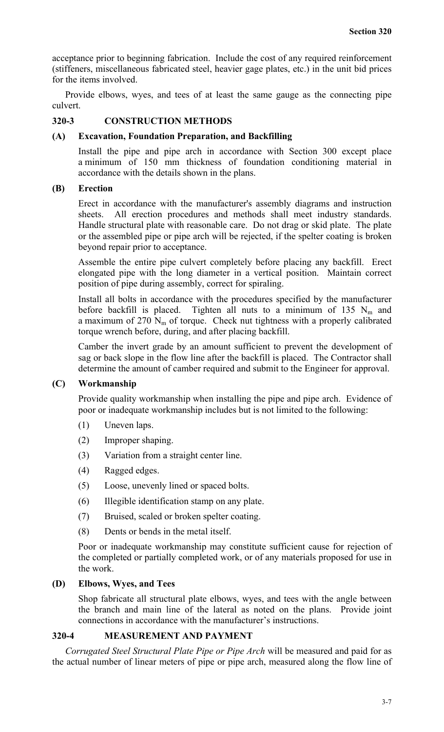acceptance prior to beginning fabrication. Include the cost of any required reinforcement (stiffeners, miscellaneous fabricated steel, heavier gage plates, etc.) in the unit bid prices for the items involved.

Provide elbows, wyes, and tees of at least the same gauge as the connecting pipe culvert.

## 320-3 CONSTRUCTION METHODS

### (A) Excavation, Foundation Preparation, and Backfilling

Install the pipe and pipe arch in accordance with Section 300 except place a minimum of 150 mm thickness of foundation conditioning material in accordance with the details shown in the plans.

### (B) Erection

Erect in accordance with the manufacturer's assembly diagrams and instruction sheets. All erection procedures and methods shall meet industry standards. Handle structural plate with reasonable care. Do not drag or skid plate. The plate or the assembled pipe or pipe arch will be rejected, if the spelter coating is broken beyond repair prior to acceptance.

Assemble the entire pipe culvert completely before placing any backfill. Erect elongated pipe with the long diameter in a vertical position. Maintain correct position of pipe during assembly, correct for spiraling.

Install all bolts in accordance with the procedures specified by the manufacturer before backfill is placed. Tighten all nuts to a minimum of 135 $N_m$ and a maximum of 270 $N_m$ of torque. Check nut tightness with a properly calibrated torque wrench before, during, and after placing backfill.

Camber the invert grade by an amount sufficient to prevent the development of sag or back slope in the flow line after the backfill is placed. The Contractor shall determine the amount of camber required and submit to the Engineer for approval.

### (C) Workmanship

Provide quality workmanship when installing the pipe and pipe arch. Evidence of poor or inadequate workmanship includes but is not limited to the following:

(1) Uneven laps.

(2) Improper shaping.

(3) Variation from a straight center line.

(4) Ragged edges.

(5) Loose, unevenly lined or spaced bolts.

(6) Illegible identification stamp on any plate.

(7) Bruised, scaled or broken spelter coating.

(8) Dents or bends in the metal itself.

Poor or inadequate workmanship may constitute sufficient cause for rejection of the completed or partially completed work, or of any materials proposed for use in the work.

### (D) Elbows, Wyes, and Tees

Shop fabricate all structural plate elbows, wyes, and tees with the angle between the branch and main line of the lateral as noted on the plans. Provide joint connections in accordance with the manufacturer's instructions.

## 320-4 MEASUREMENT AND PAYMENT

*Corrugated Steel Structural Plate Pipe or Pipe Arch* will be measured and paid for as the actual number of linear meters of pipe or pipe arch, measured along the flow line of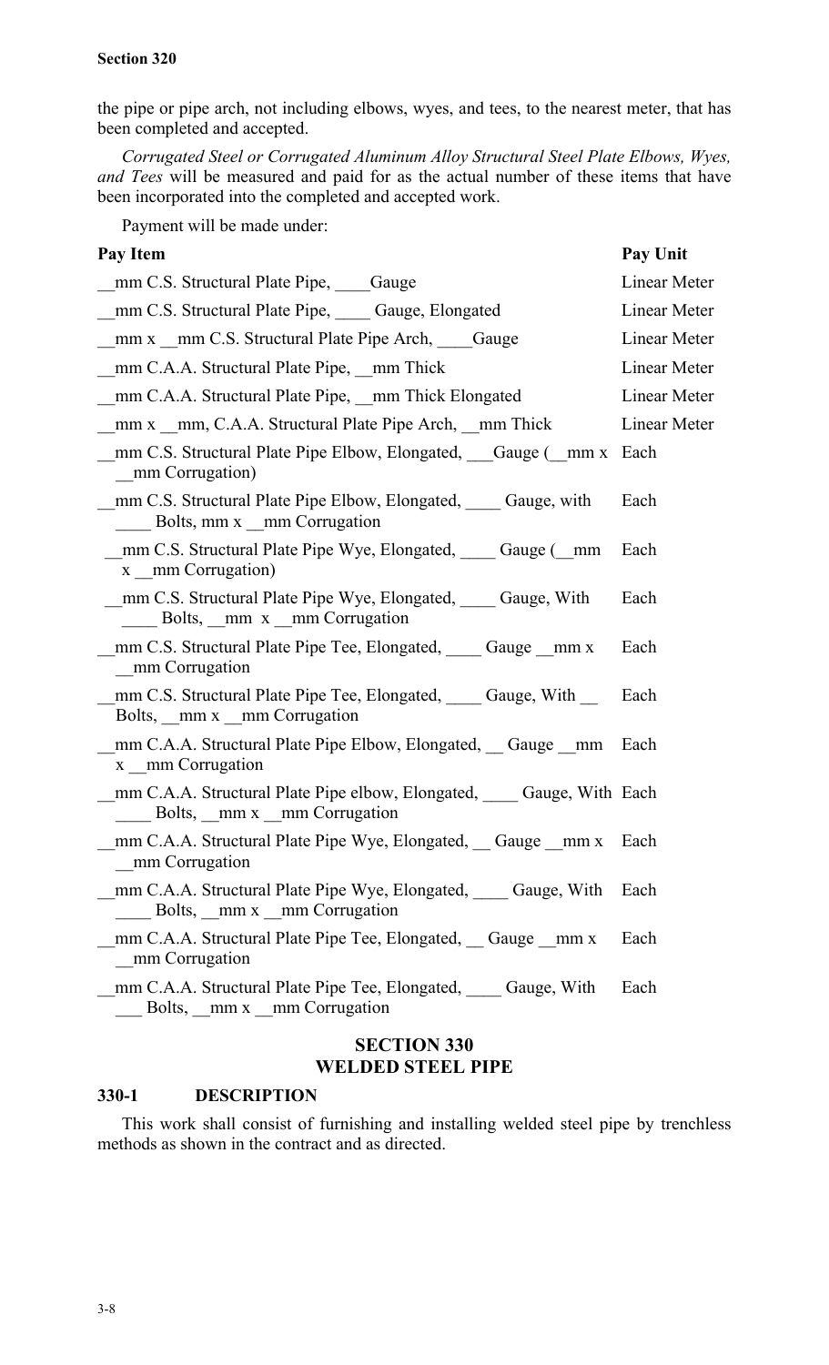the pipe or pipe arch, not including elbows, wyes, and tees, to the nearest meter, that has been completed and accepted.

*Corrugated Steel or Corrugated Aluminum Alloy Structural Steel Plate Elbows, Wyes, and Tees* will be measured and paid for as the actual number of these items that have been incorporated into the completed and accepted work.

Payment will be made under:

| Pay Item | Pay Unit |
|---|---|
| __mm C.S. Structural Plate Pipe, ____Gauge | Linear Meter |
| __mm C.S. Structural Plate Pipe, ____ Gauge, Elongated | Linear Meter |
| __mm x __mm C.S. Structural Plate Pipe Arch, ____Gauge | Linear Meter |
| __mm C.A.A. Structural Plate Pipe, __mm Thick | Linear Meter |
| __mm C.A.A. Structural Plate Pipe, __mm Thick Elongated | Linear Meter |
| __mm x __mm, C.A.A. Structural Plate Pipe Arch, __mm Thick | Linear Meter |
| __mm C.S. Structural Plate Pipe Elbow, Elongated, ___Gauge (__mm x __mm Corrugation) | Each |
| __mm C.S. Structural Plate Pipe Elbow, Elongated, ____ Gauge, with ____ Bolts, mm x __mm Corrugation | Each |
| __mm C.S. Structural Plate Pipe Wye, Elongated, ____ Gauge (__mm x __mm Corrugation) | Each |
| __mm C.S. Structural Plate Pipe Wye, Elongated, ____ Gauge, With ____ Bolts, __mm x __mm Corrugation | Each |
| __mm C.S. Structural Plate Pipe Tee, Elongated, ____ Gauge __mm x __mm Corrugation | Each |
| __mm C.S. Structural Plate Pipe Tee, Elongated, ____ Gauge, With __ Bolts, __mm x __mm Corrugation | Each |
| __mm C.A.A. Structural Plate Pipe Elbow, Elongated, __ Gauge __mm x __mm Corrugation | Each |
| __mm C.A.A. Structural Plate Pipe elbow, Elongated, ____ Gauge, With ____ Bolts, __mm x __mm Corrugation | Each |
| __mm C.A.A. Structural Plate Pipe Wye, Elongated, __ Gauge __mm x __mm Corrugation | Each |
| __mm C.A.A. Structural Plate Pipe Wye, Elongated, ____ Gauge, With ____ Bolts, __mm x __mm Corrugation | Each |
| __mm C.A.A. Structural Plate Pipe Tee, Elongated, __ Gauge __mm x __mm Corrugation | Each |
| __mm C.A.A. Structural Plate Pipe Tee, Elongated, ____ Gauge, With ___ Bolts, __mm x __mm Corrugation | Each |

## SECTION 330
## WELDED STEEL PIPE

### 330-1 DESCRIPTION

This work shall consist of furnishing and installing welded steel pipe by trenchless methods as shown in the contract and as directed.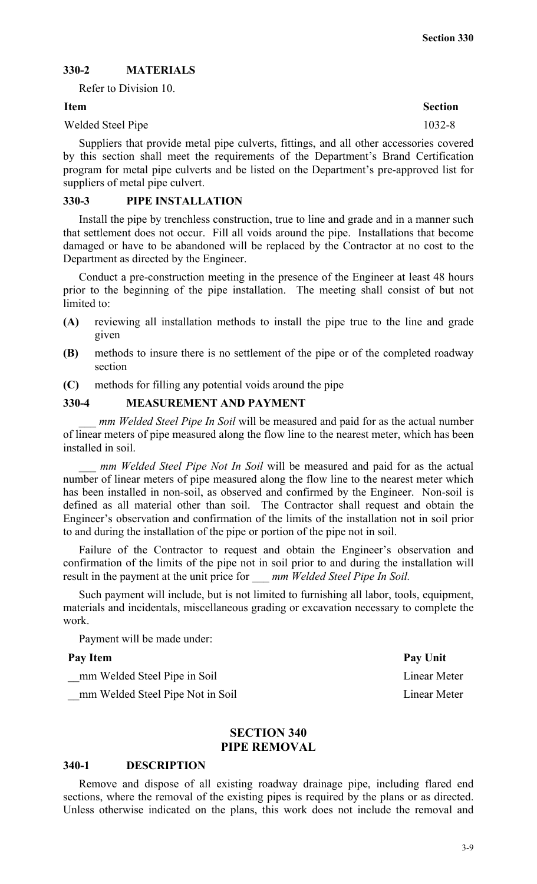### 330-2 MATERIALS

Refer to Division 10.

| Item | Section |
| --- | --- |
| Welded Steel Pipe | 1032-8 |

Suppliers that provide metal pipe culverts, fittings, and all other accessories covered by this section shall meet the requirements of the Department's Brand Certification program for metal pipe culverts and be listed on the Department's pre-approved list for suppliers of metal pipe culvert.

### 330-3 PIPE INSTALLATION

Install the pipe by trenchless construction, true to line and grade and in a manner such that settlement does not occur. Fill all voids around the pipe. Installations that become damaged or have to be abandoned will be replaced by the Contractor at no cost to the Department as directed by the Engineer.

Conduct a pre-construction meeting in the presence of the Engineer at least 48 hours prior to the beginning of the pipe installation. The meeting shall consist of but not limited to:

- **(A)** reviewing all installation methods to install the pipe true to the line and grade given
- **(B)** methods to insure there is no settlement of the pipe or of the completed roadway section
- **(C)** methods for filling any potential voids around the pipe

### 330-4 MEASUREMENT AND PAYMENT

*___ mm Welded Steel Pipe In Soil* will be measured and paid for as the actual number of linear meters of pipe measured along the flow line to the nearest meter, which has been installed in soil.

*___ mm Welded Steel Pipe Not In Soil* will be measured and paid for as the actual number of linear meters of pipe measured along the flow line to the nearest meter which has been installed in non-soil, as observed and confirmed by the Engineer. Non-soil is defined as all material other than soil. The Contractor shall request and obtain the Engineer's observation and confirmation of the limits of the installation not in soil prior to and during the installation of the pipe or portion of the pipe not in soil.

Failure of the Contractor to request and obtain the Engineer's observation and confirmation of the limits of the pipe not in soil prior to and during the installation will result in the payment at the unit price for *___ mm Welded Steel Pipe In Soil.*

Such payment will include, but is not limited to furnishing all labor, tools, equipment, materials and incidentals, miscellaneous grading or excavation necessary to complete the work.

Payment will be made under:

| Pay Item | Pay Unit |
| --- | --- |
| __mm Welded Steel Pipe in Soil | Linear Meter |
| __mm Welded Steel Pipe Not in Soil | Linear Meter |

## SECTION 340 PIPE REMOVAL

### 340-1 DESCRIPTION

Remove and dispose of all existing roadway drainage pipe, including flared end sections, where the removal of the existing pipes is required by the plans or as directed. Unless otherwise indicated on the plans, this work does not include the removal and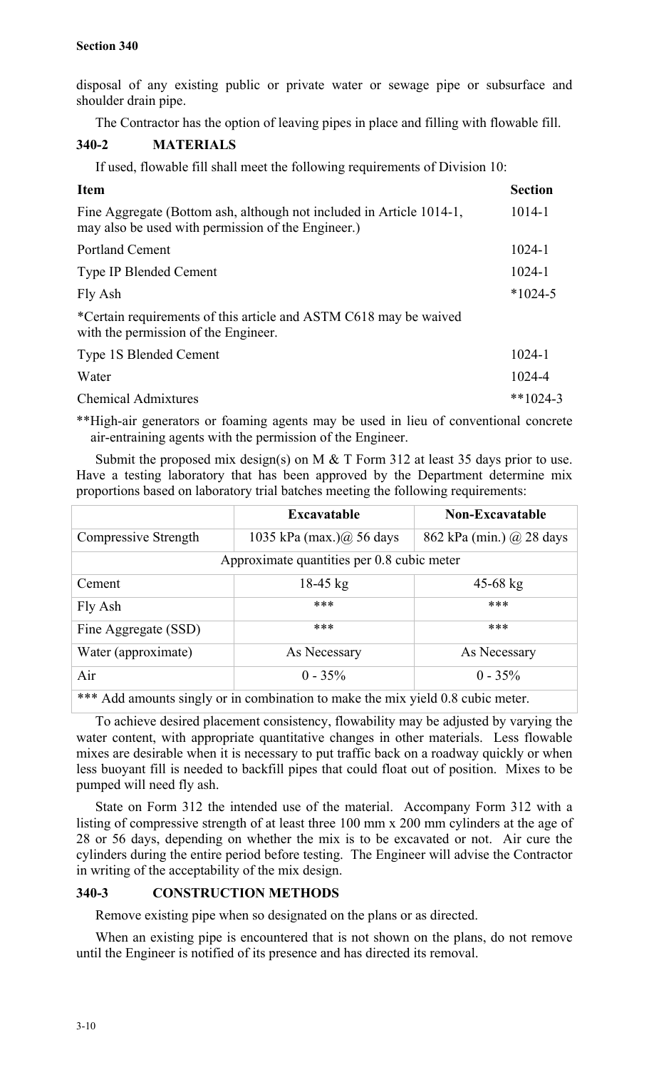disposal of any existing public or private water or sewage pipe or subsurface and shoulder drain pipe.

The Contractor has the option of leaving pipes in place and filling with flowable fill.

## 340-2 MATERIALS

If used, flowable fill shall meet the following requirements of Division 10:

| Item | Section |
|---|---|
| Fine Aggregate (Bottom ash, although not included in Article 1014-1, may also be used with permission of the Engineer.) | 1014-1 |
| Portland Cement | 1024-1 |
| Type IP Blended Cement | 1024-1 |
| Fly Ash | *1024-5 |
| *Certain requirements of this article and ASTM C618 may be waived with the permission of the Engineer. | |
| Type 1S Blended Cement | 1024-1 |
| Water | 1024-4 |
| Chemical Admixtures | **1024-3 |

**High-air generators or foaming agents may be used in lieu of conventional concrete air-entraining agents with the permission of the Engineer.

Submit the proposed mix design(s) on M & T Form 312 at least 35 days prior to use. Have a testing laboratory that has been approved by the Department determine mix proportions based on laboratory trial batches meeting the following requirements:

| | Excavatable | Non-Excavatable |
|---|---|---|
| Compressive Strength | 1035 kPa (max.)@ 56 days | 862 kPa (min.) @ 28 days |
| Approximate quantities per 0.8 cubic meter | | |
| Cement | 18-45 kg | 45-68 kg |
| Fly Ash | *** | *** |
| Fine Aggregate (SSD) | *** | *** |
| Water (approximate) | As Necessary | As Necessary |
| Air | 0 - 35% | 0 - 35% |
| *** Add amounts singly or in combination to make the mix yield 0.8 cubic meter. | | |

To achieve desired placement consistency, flowability may be adjusted by varying the water content, with appropriate quantitative changes in other materials. Less flowable mixes are desirable when it is necessary to put traffic back on a roadway quickly or when less buoyant fill is needed to backfill pipes that could float out of position. Mixes to be pumped will need fly ash.

State on Form 312 the intended use of the material. Accompany Form 312 with a listing of compressive strength of at least three 100 mm x 200 mm cylinders at the age of 28 or 56 days, depending on whether the mix is to be excavated or not. Air cure the cylinders during the entire period before testing. The Engineer will advise the Contractor in writing of the acceptability of the mix design.

## 340-3 CONSTRUCTION METHODS

Remove existing pipe when so designated on the plans or as directed.

When an existing pipe is encountered that is not shown on the plans, do not remove until the Engineer is notified of its presence and has directed its removal.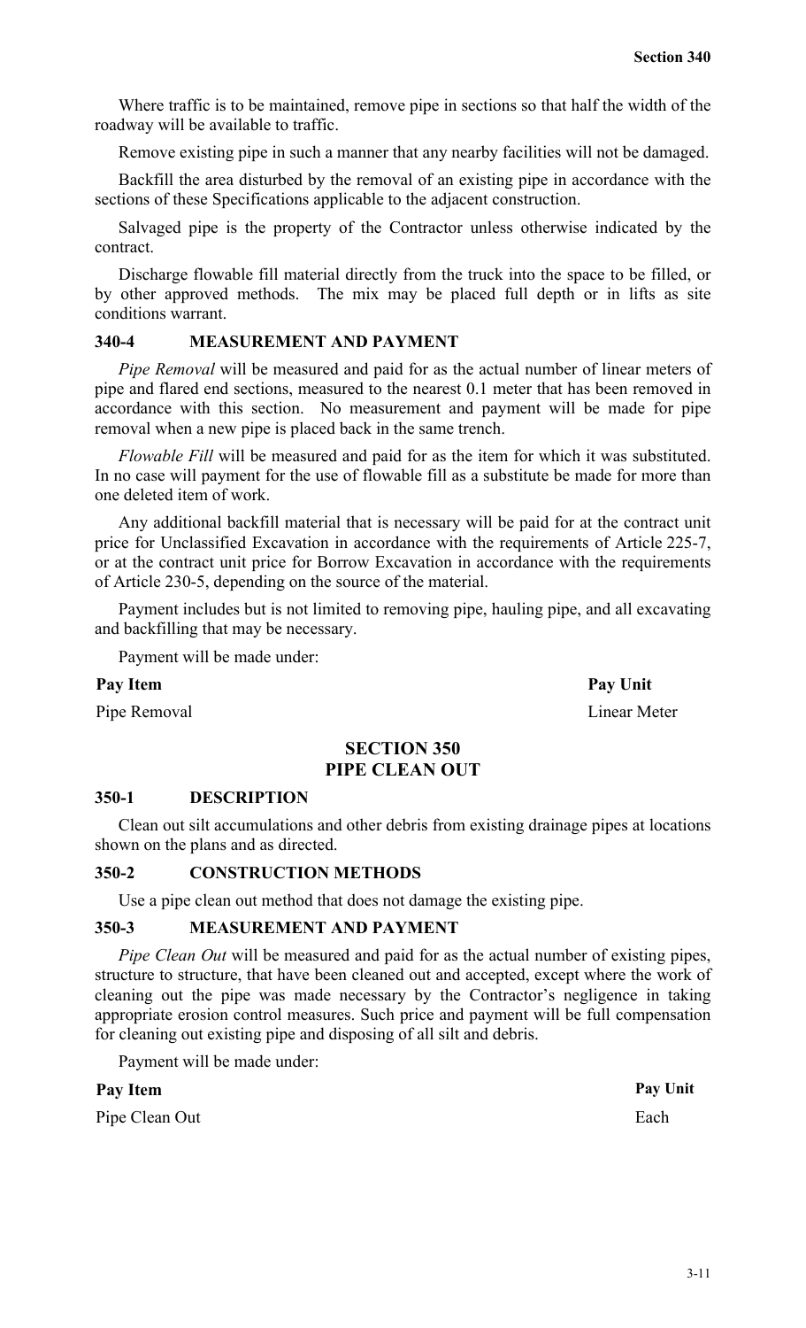Where traffic is to be maintained, remove pipe in sections so that half the width of the roadway will be available to traffic.

Remove existing pipe in such a manner that any nearby facilities will not be damaged.

Backfill the area disturbed by the removal of an existing pipe in accordance with the sections of these Specifications applicable to the adjacent construction.

Salvaged pipe is the property of the Contractor unless otherwise indicated by the contract.

Discharge flowable fill material directly from the truck into the space to be filled, or by other approved methods. The mix may be placed full depth or in lifts as site conditions warrant.

### 340-4 MEASUREMENT AND PAYMENT

*Pipe Removal* will be measured and paid for as the actual number of linear meters of pipe and flared end sections, measured to the nearest 0.1 meter that has been removed in accordance with this section. No measurement and payment will be made for pipe removal when a new pipe is placed back in the same trench.

*Flowable Fill* will be measured and paid for as the item for which it was substituted. In no case will payment for the use of flowable fill as a substitute be made for more than one deleted item of work.

Any additional backfill material that is necessary will be paid for at the contract unit price for Unclassified Excavation in accordance with the requirements of Article 225-7, or at the contract unit price for Borrow Excavation in accordance with the requirements of Article 230-5, depending on the source of the material.

Payment includes but is not limited to removing pipe, hauling pipe, and all excavating and backfilling that may be necessary.

Payment will be made under:

| **Pay Item** | **Pay Unit** |
|---|---|
| Pipe Removal | Linear Meter |

## SECTION 350
## PIPE CLEAN OUT

### 350-1 DESCRIPTION

Clean out silt accumulations and other debris from existing drainage pipes at locations shown on the plans and as directed.

### 350-2 CONSTRUCTION METHODS

Use a pipe clean out method that does not damage the existing pipe.

### 350-3 MEASUREMENT AND PAYMENT

*Pipe Clean Out* will be measured and paid for as the actual number of existing pipes, structure to structure, that have been cleaned out and accepted, except where the work of cleaning out the pipe was made necessary by the Contractor's negligence in taking appropriate erosion control measures. Such price and payment will be full compensation for cleaning out existing pipe and disposing of all silt and debris.

Payment will be made under:

| **Pay Item** | **Pay Unit** |
|---|---|
| Pipe Clean Out | Each |